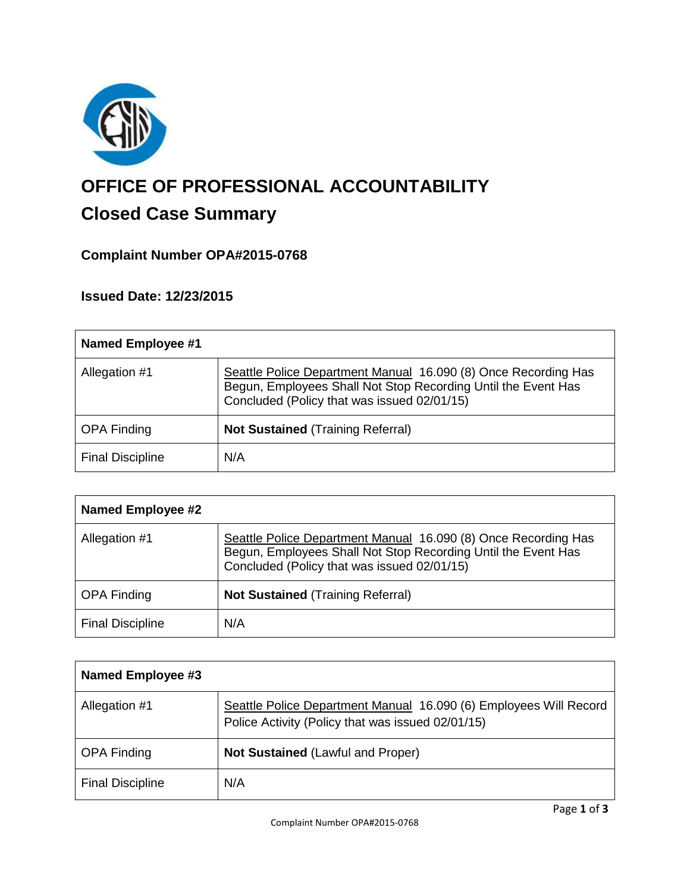# OFFICE OF PROFESSIONAL ACCOUNTABILITY

## Closed Case Summary

### Complaint Number OPA#2015-0768

### Issued Date: 12/23/2015

| **Named Employee #1** | |
|---|---|
| Allegation #1 | Seattle Police Department Manual 16.090 (8) Once Recording Has Begun, Employees Shall Not Stop Recording Until the Event Has Concluded (Policy that was issued 02/01/15) |
| OPA Finding | **Not Sustained** (Training Referral) |
| Final Discipline | N/A |

| **Named Employee #2** | |
|---|---|
| Allegation #1 | Seattle Police Department Manual 16.090 (8) Once Recording Has Begun, Employees Shall Not Stop Recording Until the Event Has Concluded (Policy that was issued 02/01/15) |
| OPA Finding | **Not Sustained** (Training Referral) |
| Final Discipline | N/A |

| **Named Employee #3** | |
|---|---|
| Allegation #1 | Seattle Police Department Manual 16.090 (6) Employees Will Record Police Activity (Policy that was issued 02/01/15) |
| OPA Finding | **Not Sustained** (Lawful and Proper) |
| Final Discipline | N/A |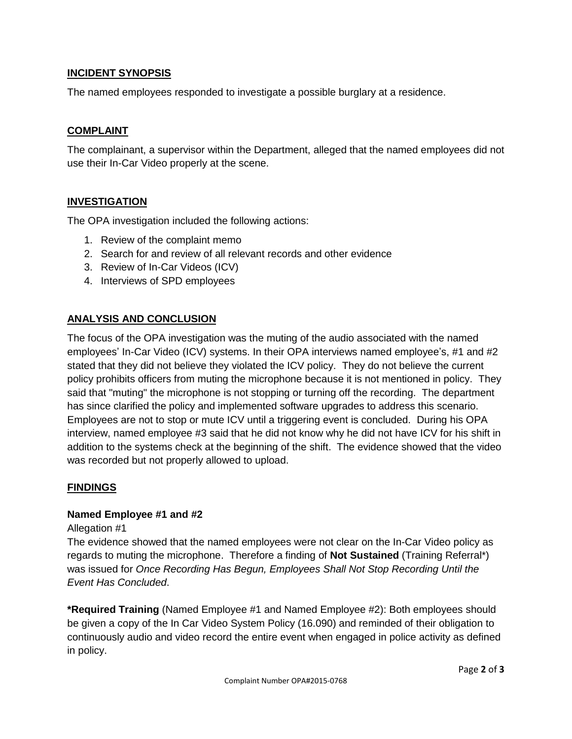## INCIDENT SYNOPSIS

The named employees responded to investigate a possible burglary at a residence.

## COMPLAINT

The complainant, a supervisor within the Department, alleged that the named employees did not use their In-Car Video properly at the scene.

## INVESTIGATION

The OPA investigation included the following actions:

1. Review of the complaint memo
2. Search for and review of all relevant records and other evidence
3. Review of In-Car Videos (ICV)
4. Interviews of SPD employees

## ANALYSIS AND CONCLUSION

The focus of the OPA investigation was the muting of the audio associated with the named employees' In-Car Video (ICV) systems. In their OPA interviews named employee's, #1 and #2 stated that they did not believe they violated the ICV policy. They do not believe the current policy prohibits officers from muting the microphone because it is not mentioned in policy. They said that "muting" the microphone is not stopping or turning off the recording. The department has since clarified the policy and implemented software upgrades to address this scenario. Employees are not to stop or mute ICV until a triggering event is concluded. During his OPA interview, named employee #3 said that he did not know why he did not have ICV for his shift in addition to the systems check at the beginning of the shift. The evidence showed that the video was recorded but not properly allowed to upload.

## FINDINGS

### Named Employee #1 and #2

Allegation #1

The evidence showed that the named employees were not clear on the In-Car Video policy as regards to muting the microphone. Therefore a finding of **Not Sustained** (Training Referral*) was issued for *Once Recording Has Begun, Employees Shall Not Stop Recording Until the Event Has Concluded*.

***Required Training** (Named Employee #1 and Named Employee #2): Both employees should be given a copy of the In Car Video System Policy (16.090) and reminded of their obligation to continuously audio and video record the entire event when engaged in police activity as defined in policy.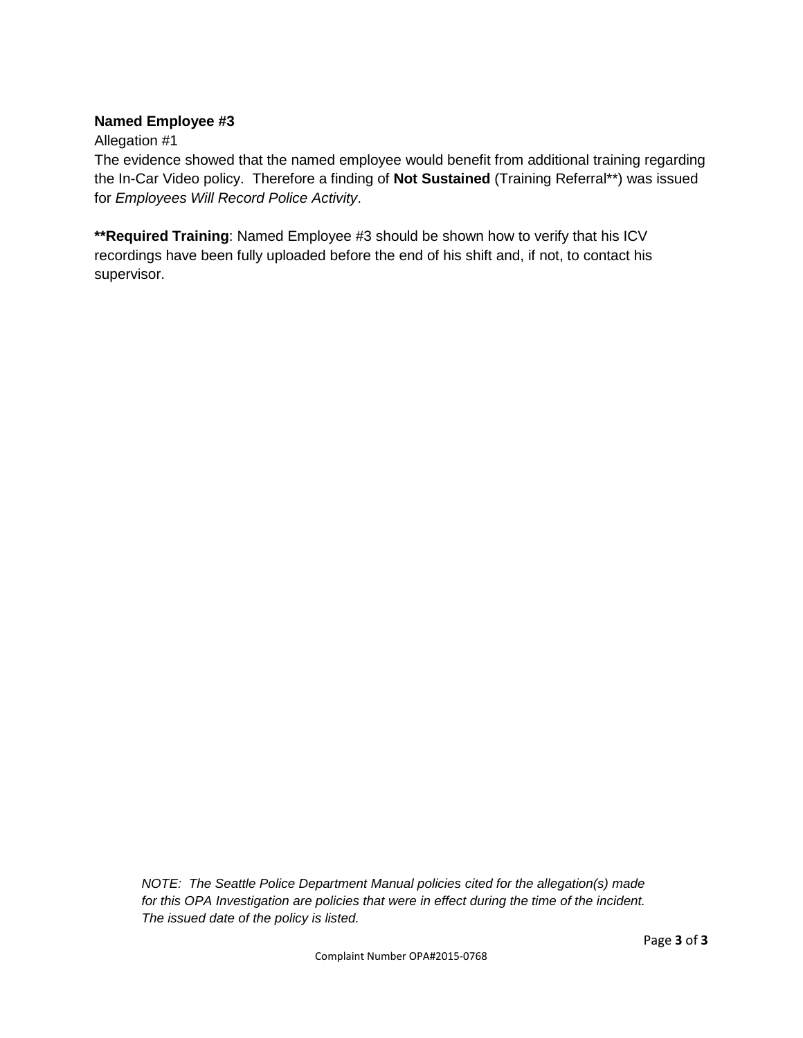**Named Employee #3**

Allegation #1

The evidence showed that the named employee would benefit from additional training regarding the In-Car Video policy. Therefore a finding of **Not Sustained** (Training Referral**) was issued for *Employees Will Record Police Activity*.

****Required Training**: Named Employee #3 should be shown how to verify that his ICV recordings have been fully uploaded before the end of his shift and, if not, to contact his supervisor.

*NOTE: The Seattle Police Department Manual policies cited for the allegation(s) made for this OPA Investigation are policies that were in effect during the time of the incident. The issued date of the policy is listed.*

Complaint Number OPA#2015-0768